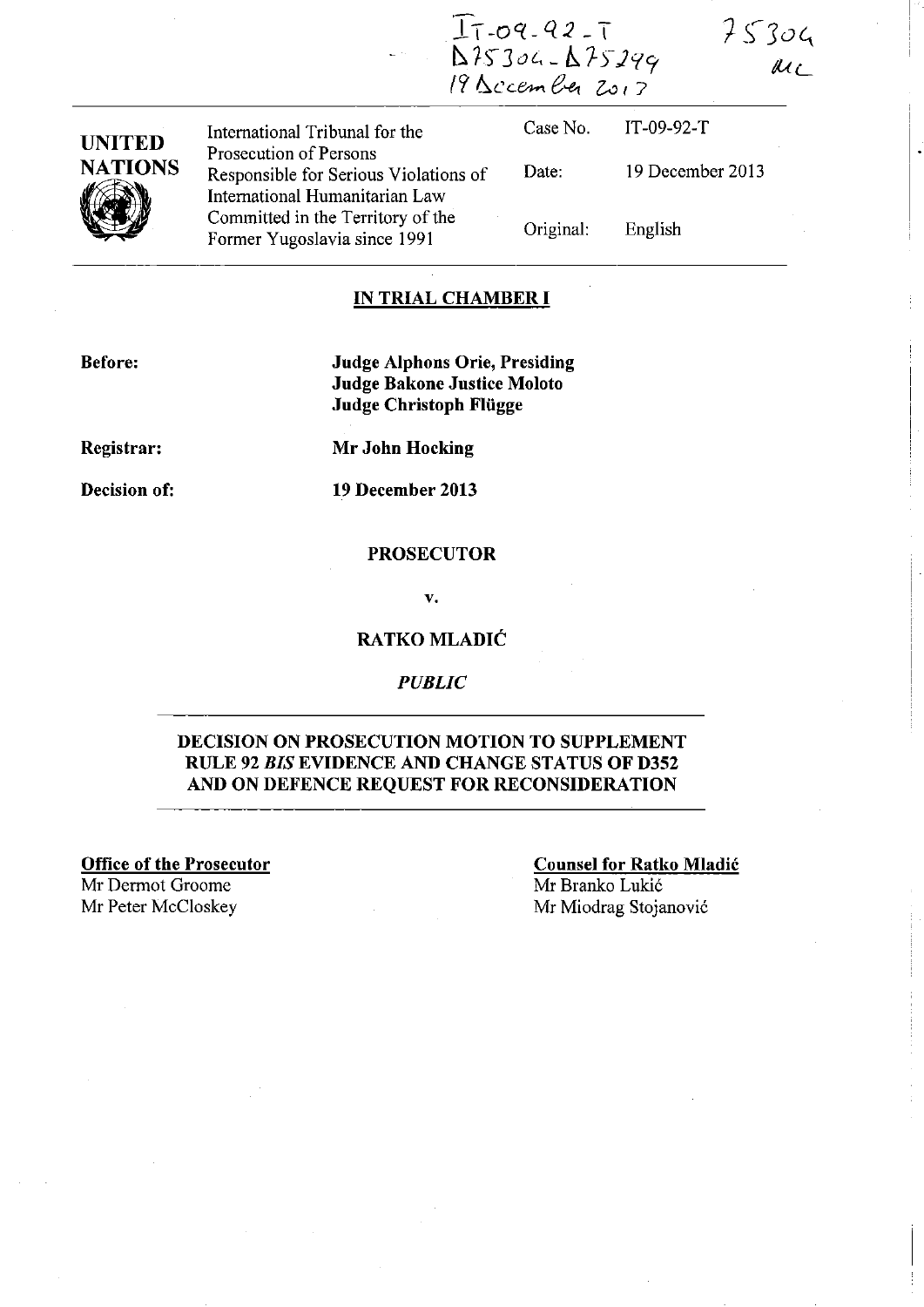IT-09-92-T
D75304 - D75299
19 December 2013

75304
MC

| | | | |
|---|---|---|---|
| **UNITED NATIONS** | International Tribunal for the Prosecution of Persons Responsible for Serious Violations of International Humanitarian Law Committed in the Territory of the Former Yugoslavia since 1991 | Case No. | IT-09-92-T |
| | | Date: | 19 December 2013 |
| | | Original: | English |

## IN TRIAL CHAMBER I

**Before:** **Judge Alphons Orie, Presiding**
**Judge Bakone Justice Moloto**
**Judge Christoph Flügge**

**Registrar:** **Mr John Hocking**

**Decision of:** **19 December 2013**

**PROSECUTOR**

**v.**

**RATKO MLADIĆ**

***PUBLIC***

**DECISION ON PROSECUTION MOTION TO SUPPLEMENT RULE 92 *BIS* EVIDENCE AND CHANGE STATUS OF D352 AND ON DEFENCE REQUEST FOR RECONSIDERATION**

**Office of the Prosecutor**
Mr Dermot Groome
Mr Peter McCloskey

**Counsel for Ratko Mladić**
Mr Branko Lukić
Mr Miodrag Stojanović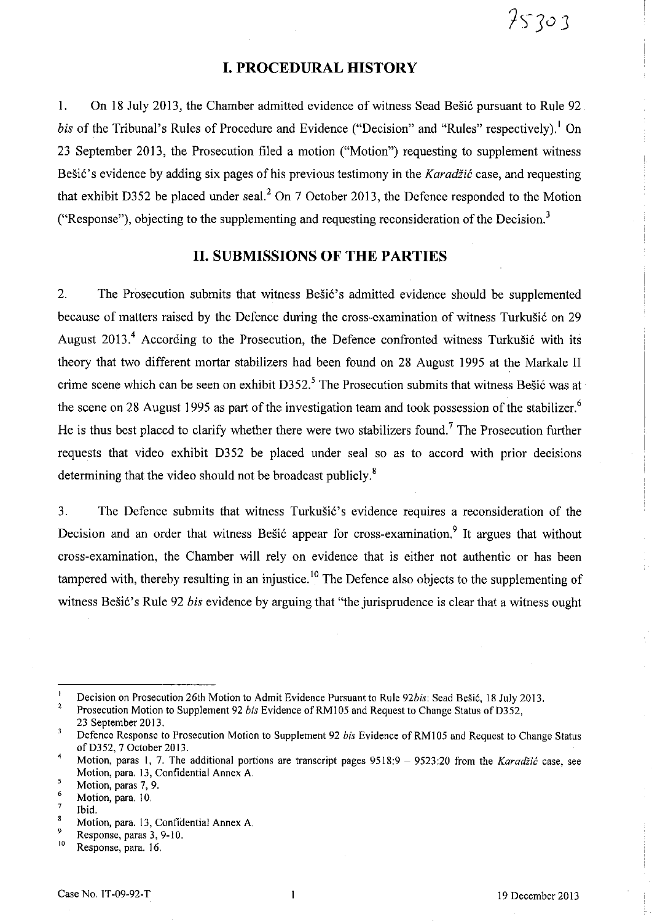## I. PROCEDURAL HISTORY

1. On 18 July 2013, the Chamber admitted evidence of witness Sead Bešić pursuant to Rule 92 *bis* of the Tribunal's Rules of Procedure and Evidence ("Decision" and "Rules" respectively).[1] On 23 September 2013, the Prosecution filed a motion ("Motion") requesting to supplement witness Bešić's evidence by adding six pages of his previous testimony in the *Karadžić* case, and requesting that exhibit D352 be placed under seal.[2] On 7 October 2013, the Defence responded to the Motion ("Response"), objecting to the supplementing and requesting reconsideration of the Decision.[3]

## II. SUBMISSIONS OF THE PARTIES

2. The Prosecution submits that witness Bešić's admitted evidence should be supplemented because of matters raised by the Defence during the cross-examination of witness Turkušić on 29 August 2013.[4] According to the Prosecution, the Defence confronted witness Turkušić with its theory that two different mortar stabilizers had been found on 28 August 1995 at the Markale II crime scene which can be seen on exhibit D352.[5] The Prosecution submits that witness Bešić was at the scene on 28 August 1995 as part of the investigation team and took possession of the stabilizer.[6] He is thus best placed to clarify whether there were two stabilizers found.[7] The Prosecution further requests that video exhibit D352 be placed under seal so as to accord with prior decisions determining that the video should not be broadcast publicly.[8]

3. The Defence submits that witness Turkušić's evidence requires a reconsideration of the Decision and an order that witness Bešić appear for cross-examination.[9] It argues that without cross-examination, the Chamber will rely on evidence that is either not authentic or has been tampered with, thereby resulting in an injustice.[10] The Defence also objects to the supplementing of witness Bešić's Rule 92 *bis* evidence by arguing that "the jurisprudence is clear that a witness ought

---

[1] Decision on Prosecution 26th Motion to Admit Evidence Pursuant to Rule 92*bis*: Sead Bešić, 18 July 2013.

[2] Prosecution Motion to Supplement 92 *bis* Evidence of RM105 and Request to Change Status of D352, 23 September 2013.

[3] Defence Response to Prosecution Motion to Supplement 92 *bis* Evidence of RM105 and Request to Change Status of D352, 7 October 2013.

[4] Motion, paras 1, 7. The additional portions are transcript pages 9518:9 – 9523:20 from the *Karadžić* case, see Motion, para. 13, Confidential Annex A.

[5] Motion, paras 7, 9.

[6] Motion, para. 10.

[7] Ibid.

[8] Motion, para. 13, Confidential Annex A.

[9] Response, paras 3, 9-10.

[10] Response, para. 16.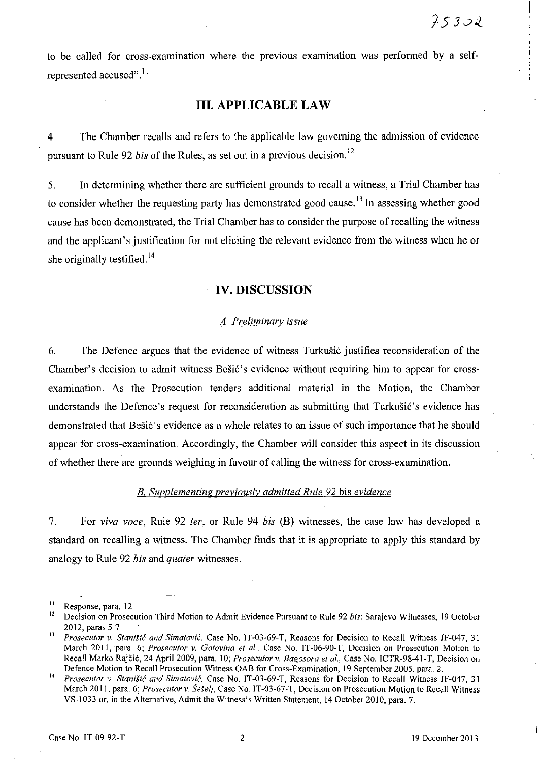to be called for cross-examination where the previous examination was performed by a self-represented accused".[11]

## III. APPLICABLE LAW

4. The Chamber recalls and refers to the applicable law governing the admission of evidence pursuant to Rule 92 *bis* of the Rules, as set out in a previous decision.[12]

5. In determining whether there are sufficient grounds to recall a witness, a Trial Chamber has to consider whether the requesting party has demonstrated good cause.[13] In assessing whether good cause has been demonstrated, the Trial Chamber has to consider the purpose of recalling the witness and the applicant's justification for not eliciting the relevant evidence from the witness when he or she originally testified.[14]

## IV. DISCUSSION

### *A. Preliminary issue*

6. The Defence argues that the evidence of witness Turkušić justifies reconsideration of the Chamber's decision to admit witness Bešić's evidence without requiring him to appear for cross-examination. As the Prosecution tenders additional material in the Motion, the Chamber understands the Defence's request for reconsideration as submitting that Turkušić's evidence has demonstrated that Bešić's evidence as a whole relates to an issue of such importance that he should appear for cross-examination. Accordingly, the Chamber will consider this aspect in its discussion of whether there are grounds weighing in favour of calling the witness for cross-examination.

### *B. Supplementing previously admitted Rule 92* bis *evidence*

7. For *viva voce*, Rule 92 *ter*, or Rule 94 *bis* (B) witnesses, the case law has developed a standard on recalling a witness. The Chamber finds that it is appropriate to apply this standard by analogy to Rule 92 *bis* and *quater* witnesses.

---

[11] Response, para. 12.

[12] Decision on Prosecution Third Motion to Admit Evidence Pursuant to Rule 92 *bis*: Sarajevo Witnesses, 19 October 2012, paras 5-7.

[13] *Prosecutor v. Stanišić and Simatović*, Case No. IT-03-69-T, Reasons for Decision to Recall Witness JF-047, 31 March 2011, para. 6; *Prosecutor v. Gotovina et al.*, Case No. IT-06-90-T, Decision on Prosecution Motion to Recall Marko Rajčić, 24 April 2009, para. 10; *Prosecutor v. Bagosora et al.*, Case No. ICTR-98-41-T, Decision on Defence Motion to Recall Prosecution Witness OAB for Cross-Examination, 19 September 2005, para. 2.

[14] *Prosecutor v. Stanišić and Simatović*, Case No. IT-03-69-T, Reasons for Decision to Recall Witness JF-047, 31 March 2011, para. 6; *Prosecutor v. Šešelj*, Case No. IT-03-67-T, Decision on Prosecution Motion to Recall Witness VS-1033 or, in the Alternative, Admit the Witness's Written Statement, 14 October 2010, para. 7.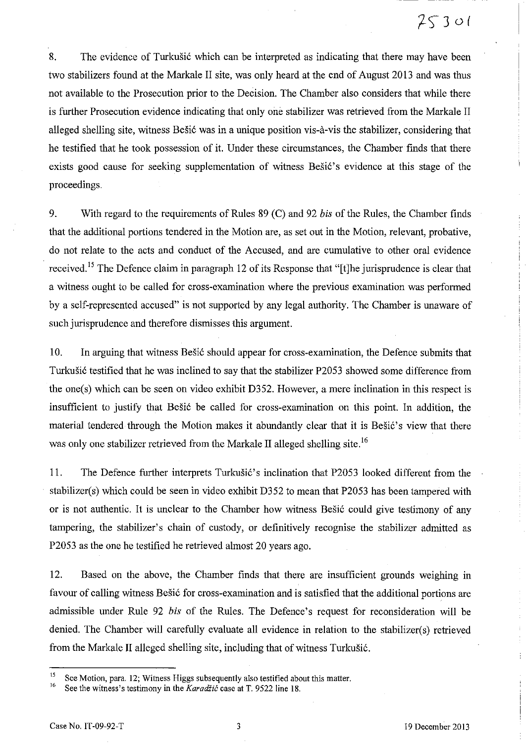8. The evidence of Turkušić which can be interpreted as indicating that there may have been two stabilizers found at the Markale II site, was only heard at the end of August 2013 and was thus not available to the Prosecution prior to the Decision. The Chamber also considers that while there is further Prosecution evidence indicating that only one stabilizer was retrieved from the Markale II alleged shelling site, witness Bešić was in a unique position vis-à-vis the stabilizer, considering that he testified that he took possession of it. Under these circumstances, the Chamber finds that there exists good cause for seeking supplementation of witness Bešić's evidence at this stage of the proceedings.

9. With regard to the requirements of Rules 89 (C) and 92 *bis* of the Rules, the Chamber finds that the additional portions tendered in the Motion are, as set out in the Motion, relevant, probative, do not relate to the acts and conduct of the Accused, and are cumulative to other oral evidence received.[15] The Defence claim in paragraph 12 of its Response that "[t]he jurisprudence is clear that a witness ought to be called for cross-examination where the previous examination was performed by a self-represented accused" is not supported by any legal authority. The Chamber is unaware of such jurisprudence and therefore dismisses this argument.

10. In arguing that witness Bešić should appear for cross-examination, the Defence submits that Turkušić testified that he was inclined to say that the stabilizer P2053 showed some difference from the one(s) which can be seen on video exhibit D352. However, a mere inclination in this respect is insufficient to justify that Bešić be called for cross-examination on this point. In addition, the material tendered through the Motion makes it abundantly clear that it is Bešić's view that there was only one stabilizer retrieved from the Markale II alleged shelling site.[16]

11. The Defence further interprets Turkušić's inclination that P2053 looked different from the stabilizer(s) which could be seen in video exhibit D352 to mean that P2053 has been tampered with or is not authentic. It is unclear to the Chamber how witness Bešić could give testimony of any tampering, the stabilizer's chain of custody, or definitively recognise the stabilizer admitted as P2053 as the one he testified he retrieved almost 20 years ago.

12. Based on the above, the Chamber finds that there are insufficient grounds weighing in favour of calling witness Bešić for cross-examination and is satisfied that the additional portions are admissible under Rule 92 *bis* of the Rules. The Defence's request for reconsideration will be denied. The Chamber will carefully evaluate all evidence in relation to the stabilizer(s) retrieved from the Markale II alleged shelling site, including that of witness Turkušić.

---

[15] See Motion, para. 12; Witness Higgs subsequently also testified about this matter.

[16] See the witness's testimony in the *Karadžić* case at T. 9522 line 18.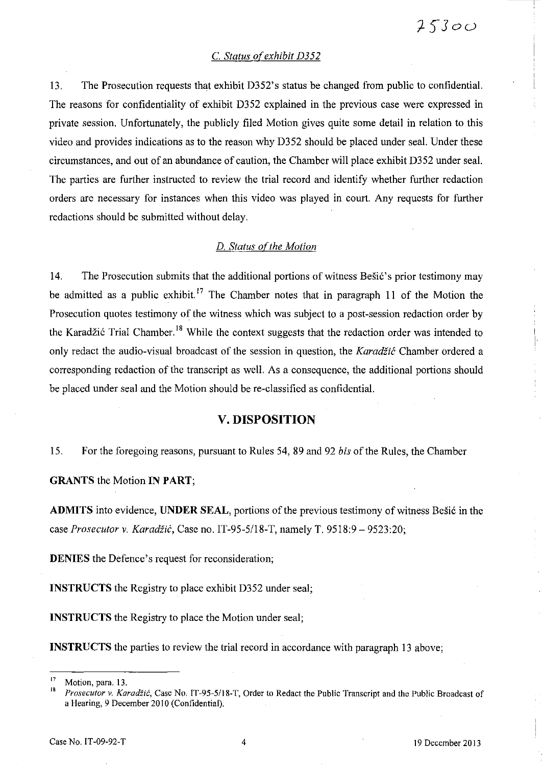### *C. Status of exhibit D352*

13. The Prosecution requests that exhibit D352's status be changed from public to confidential. The reasons for confidentiality of exhibit D352 explained in the previous case were expressed in private session. Unfortunately, the publicly filed Motion gives quite some detail in relation to this video and provides indications as to the reason why D352 should be placed under seal. Under these circumstances, and out of an abundance of caution, the Chamber will place exhibit D352 under seal. The parties are further instructed to review the trial record and identify whether further redaction orders are necessary for instances when this video was played in court. Any requests for further redactions should be submitted without delay.

### *D. Status of the Motion*

14. The Prosecution submits that the additional portions of witness Bešić's prior testimony may be admitted as a public exhibit.[17] The Chamber notes that in paragraph 11 of the Motion the Prosecution quotes testimony of the witness which was subject to a post-session redaction order by the Karadžić Trial Chamber.[18] While the context suggests that the redaction order was intended to only redact the audio-visual broadcast of the session in question, the *Karadžić* Chamber ordered a corresponding redaction of the transcript as well. As a consequence, the additional portions should be placed under seal and the Motion should be re-classified as confidential.

## V. DISPOSITION

15. For the foregoing reasons, pursuant to Rules 54, 89 and 92 *bis* of the Rules, the Chamber

**GRANTS** the Motion **IN PART**;

**ADMITS** into evidence, **UNDER SEAL**, portions of the previous testimony of witness Bešić in the case *Prosecutor v. Karadžić*, Case no. IT-95-5/18-T, namely T. 9518:9 – 9523:20;

**DENIES** the Defence's request for reconsideration;

**INSTRUCTS** the Registry to place exhibit D352 under seal;

**INSTRUCTS** the Registry to place the Motion under seal;

**INSTRUCTS** the parties to review the trial record in accordance with paragraph 13 above;

---

[17] Motion, para. 13.

[18] *Prosecutor v. Karadžić*, Case No. IT-95-5/18-T, Order to Redact the Public Transcript and the Public Broadcast of a Hearing, 9 December 2010 (Confidential).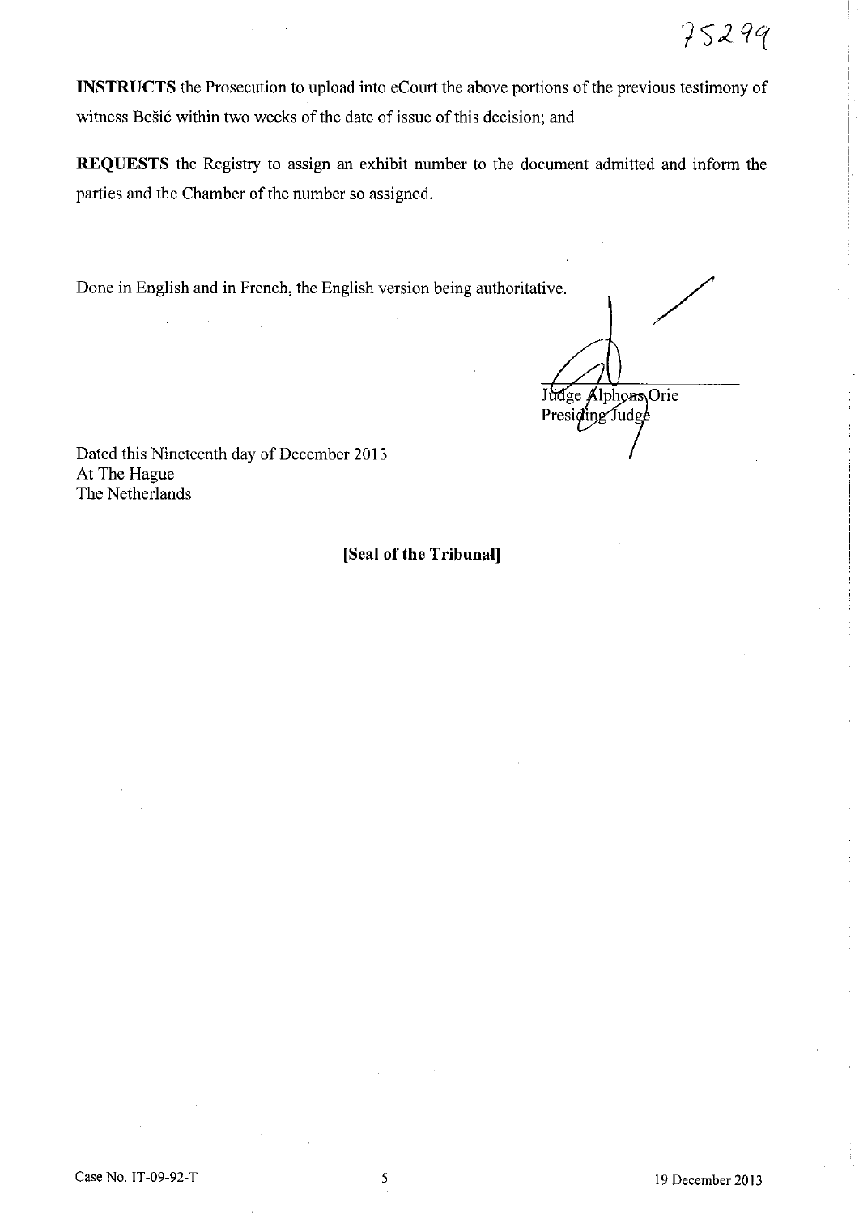**INSTRUCTS** the Prosecution to upload into eCourt the above portions of the previous testimony of witness Bešić within two weeks of the date of issue of this decision; and

**REQUESTS** the Registry to assign an exhibit number to the document admitted and inform the parties and the Chamber of the number so assigned.

Done in English and in French, the English version being authoritative.

Judge Alphons Orie
Presiding Judge

Dated this Nineteenth day of December 2013
At The Hague
The Netherlands

**[Seal of the Tribunal]**